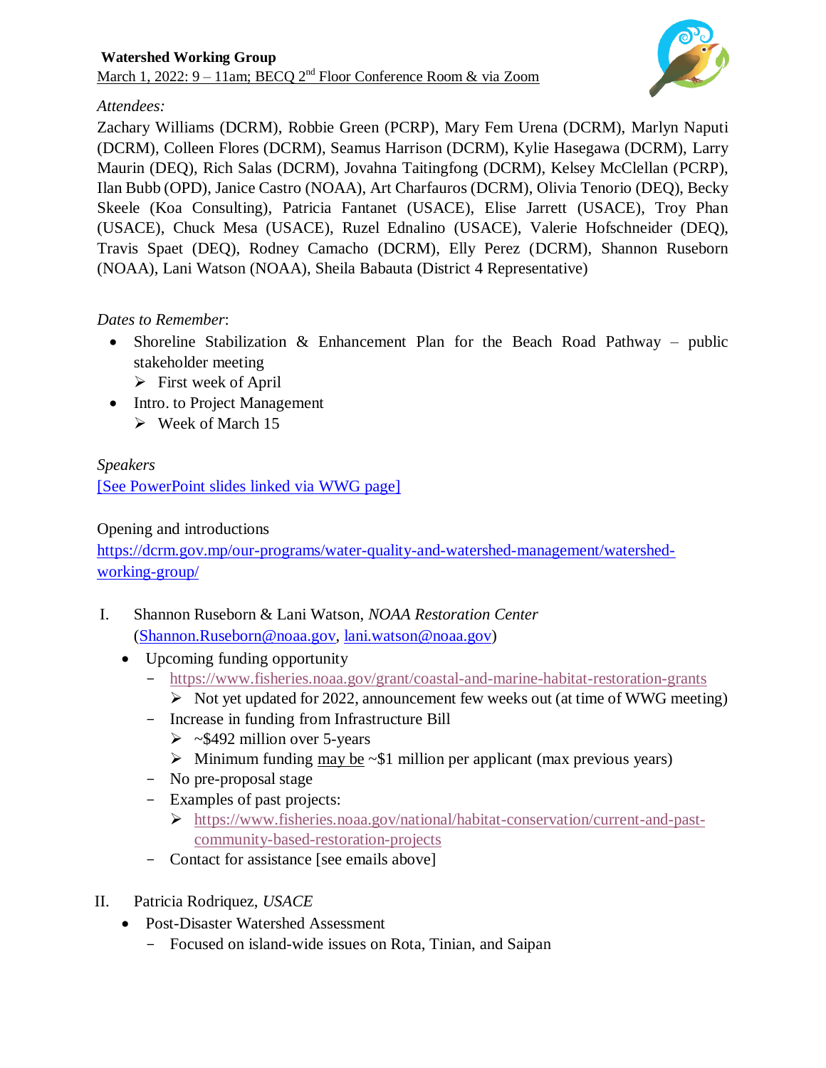**Watershed Working Group**

March 1, 2022: 9 – 11am; BECQ 2nd Floor Conference Room & via Zoom

*Attendees:*

Zachary Williams (DCRM), Robbie Green (PCRP), Mary Fem Urena (DCRM), Marlyn Naputi (DCRM), Colleen Flores (DCRM), Seamus Harrison (DCRM), Kylie Hasegawa (DCRM), Larry Maurin (DEQ), Rich Salas (DCRM), Jovahna Taitingfong (DCRM), Kelsey McClellan (PCRP), Ilan Bubb (OPD), Janice Castro (NOAA), Art Charfauros (DCRM), Olivia Tenorio (DEQ), Becky Skeele (Koa Consulting), Patricia Fantanet (USACE), Elise Jarrett (USACE), Troy Phan (USACE), Chuck Mesa (USACE), Ruzel Ednalino (USACE), Valerie Hofschneider (DEQ), Travis Spaet (DEQ), Rodney Camacho (DCRM), Elly Perez (DCRM), Shannon Ruseborn (NOAA), Lani Watson (NOAA), Sheila Babauta (District 4 Representative)

*Dates to Remember*:

- Shoreline Stabilization & Enhancement Plan for the Beach Road Pathway – public stakeholder meeting
  - First week of April
- Intro. to Project Management
  - Week of March 15

*Speakers*

[See PowerPoint slides linked via WWG page]

Opening and introductions

https://dcrm.gov.mp/our-programs/water-quality-and-watershed-management/watershed-working-group/

I. Shannon Ruseborn & Lani Watson, *NOAA Restoration Center* (Shannon.Ruseborn@noaa.gov, lani.watson@noaa.gov)

- Upcoming funding opportunity
  - https://www.fisheries.noaa.gov/grant/coastal-and-marine-habitat-restoration-grants
    - Not yet updated for 2022, announcement few weeks out (at time of WWG meeting)
  - Increase in funding from Infrastructure Bill
    - ~$492 million over 5-years
    - Minimum funding <u>may be</u> ~$1 million per applicant (max previous years)
  - No pre-proposal stage
  - Examples of past projects:
    - https://www.fisheries.noaa.gov/national/habitat-conservation/current-and-past-community-based-restoration-projects
  - Contact for assistance [see emails above]

II. Patricia Rodriquez, *USACE*

- Post-Disaster Watershed Assessment
  - Focused on island-wide issues on Rota, Tinian, and Saipan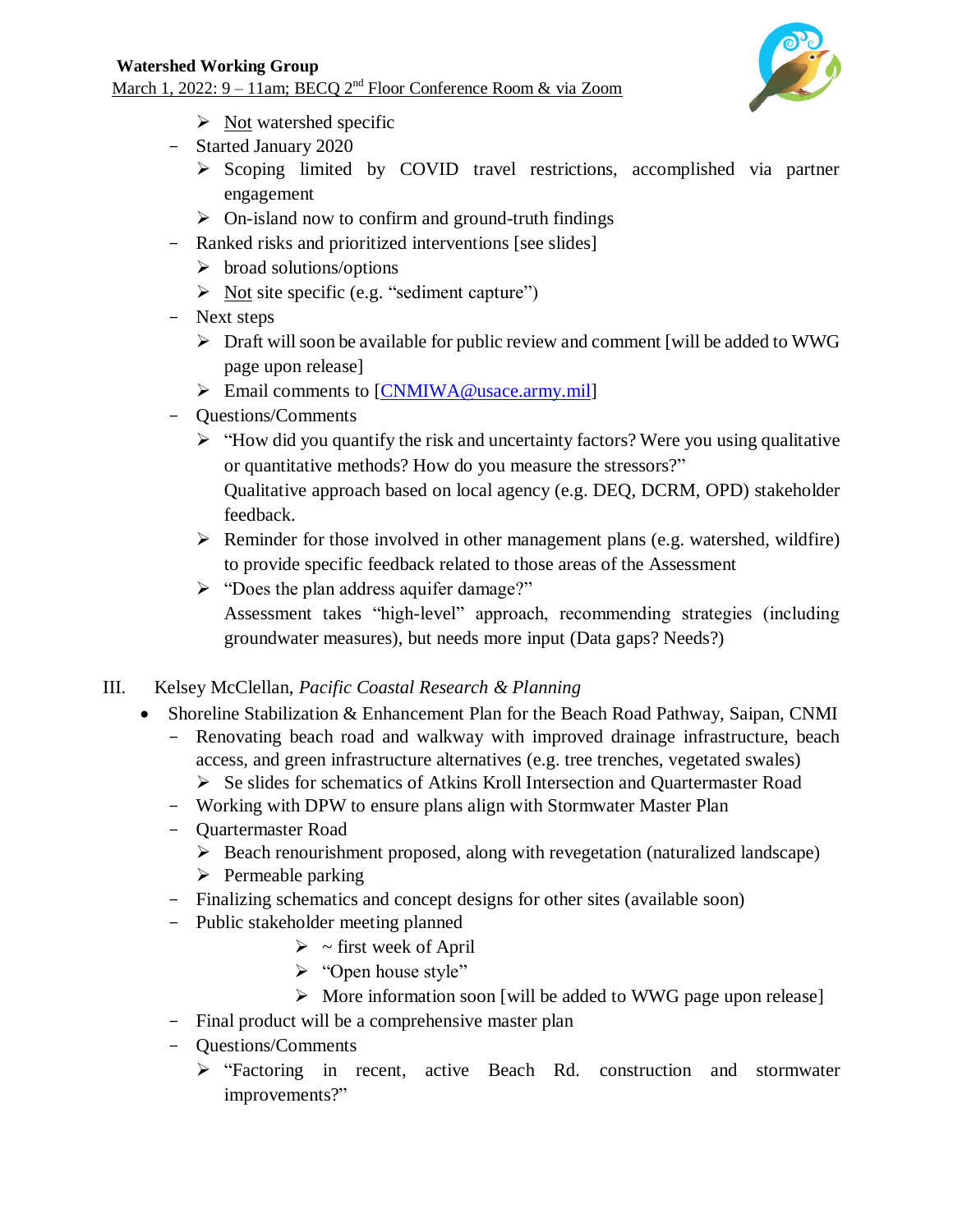- Not watershed specific
- Started January 2020
  - Scoping limited by COVID travel restrictions, accomplished via partner engagement
  - On-island now to confirm and ground-truth findings
- Ranked risks and prioritized interventions [see slides]
  - broad solutions/options
  - Not site specific (e.g. "sediment capture")
- Next steps
  - Draft will soon be available for public review and comment [will be added to WWG page upon release]
  - Email comments to [CNMIWA@usace.army.mil]
- Questions/Comments
  - "How did you quantify the risk and uncertainty factors? Were you using qualitative or quantitative methods? How do you measure the stressors?"
    Qualitative approach based on local agency (e.g. DEQ, DCRM, OPD) stakeholder feedback.
  - Reminder for those involved in other management plans (e.g. watershed, wildfire) to provide specific feedback related to those areas of the Assessment
  - "Does the plan address aquifer damage?"
    Assessment takes "high-level" approach, recommending strategies (including groundwater measures), but needs more input (Data gaps? Needs?)

III. Kelsey McClellan, *Pacific Coastal Research & Planning*

- Shoreline Stabilization & Enhancement Plan for the Beach Road Pathway, Saipan, CNMI
  - Renovating beach road and walkway with improved drainage infrastructure, beach access, and green infrastructure alternatives (e.g. tree trenches, vegetated swales)
    - Se slides for schematics of Atkins Kroll Intersection and Quartermaster Road
  - Working with DPW to ensure plans align with Stormwater Master Plan
  - Quartermaster Road
    - Beach renourishment proposed, along with revegetation (naturalized landscape)
    - Permeable parking
  - Finalizing schematics and concept designs for other sites (available soon)
  - Public stakeholder meeting planned
    - ~ first week of April
    - "Open house style"
    - More information soon [will be added to WWG page upon release]
  - Final product will be a comprehensive master plan
  - Questions/Comments
    - "Factoring in recent, active Beach Rd. construction and stormwater improvements?"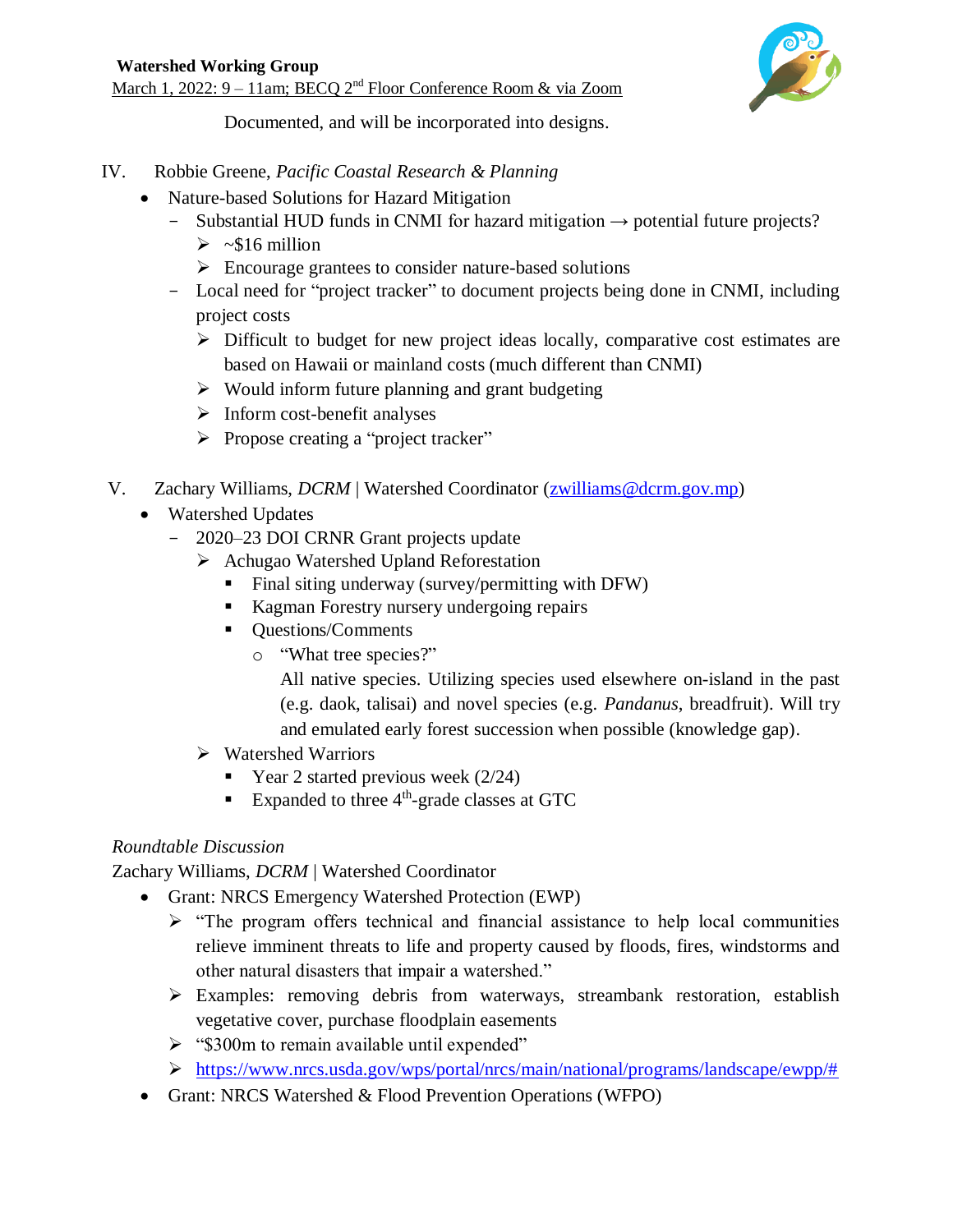Documented, and will be incorporated into designs.

IV. Robbie Greene, *Pacific Coastal Research & Planning*

- Nature-based Solutions for Hazard Mitigation
  - Substantial HUD funds in CNMI for hazard mitigation → potential future projects?
    - ~$16 million
    - Encourage grantees to consider nature-based solutions
  - Local need for "project tracker" to document projects being done in CNMI, including project costs
    - Difficult to budget for new project ideas locally, comparative cost estimates are based on Hawaii or mainland costs (much different than CNMI)
    - Would inform future planning and grant budgeting
    - Inform cost-benefit analyses
    - Propose creating a "project tracker"

V. Zachary Williams, *DCRM* | Watershed Coordinator (zwilliams@dcrm.gov.mp)

- Watershed Updates
  - 2020–23 DOI CRNR Grant projects update
    - Achugao Watershed Upland Reforestation
      - Final siting underway (survey/permitting with DFW)
      - Kagman Forestry nursery undergoing repairs
      - Questions/Comments
        - "What tree species?"

          All native species. Utilizing species used elsewhere on-island in the past (e.g. daok, talisai) and novel species (e.g. *Pandanus*, breadfruit). Will try and emulated early forest succession when possible (knowledge gap).
    - Watershed Warriors
      - Year 2 started previous week (2/24)
      - Expanded to three 4th-grade classes at GTC

*Roundtable Discussion*

Zachary Williams, *DCRM* | Watershed Coordinator

- Grant: NRCS Emergency Watershed Protection (EWP)
  - "The program offers technical and financial assistance to help local communities relieve imminent threats to life and property caused by floods, fires, windstorms and other natural disasters that impair a watershed."
  - Examples: removing debris from waterways, streambank restoration, establish vegetative cover, purchase floodplain easements
  - "$300m to remain available until expended"
  - https://www.nrcs.usda.gov/wps/portal/nrcs/main/national/programs/landscape/ewpp/#
- Grant: NRCS Watershed & Flood Prevention Operations (WFPO)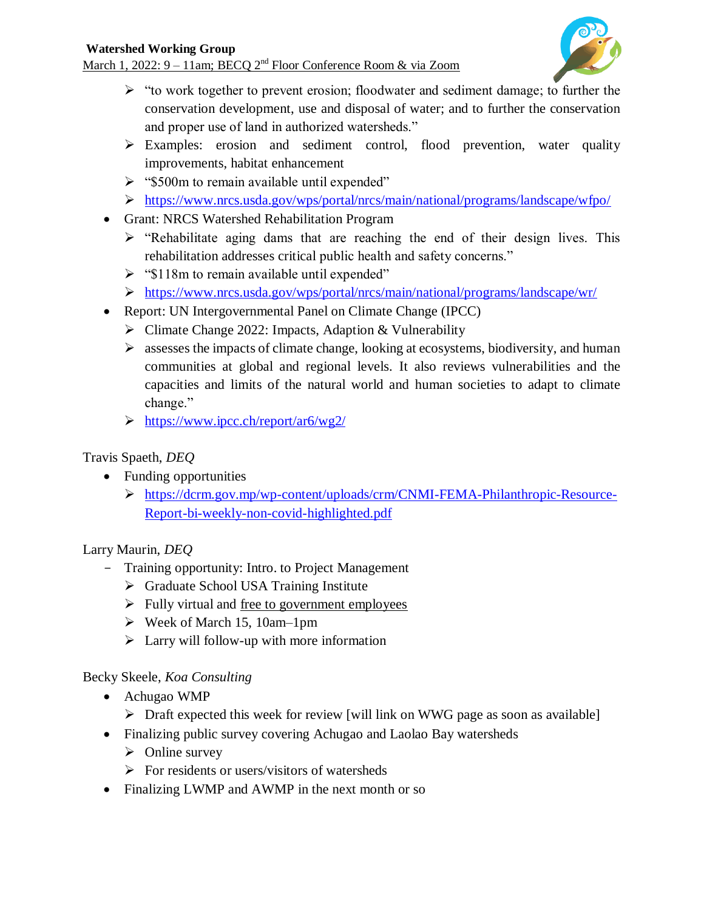- "to work together to prevent erosion; floodwater and sediment damage; to further the conservation development, use and disposal of water; and to further the conservation and proper use of land in authorized watersheds."
    - Examples: erosion and sediment control, flood prevention, water quality improvements, habitat enhancement
    - "$500m to remain available until expended"
    - https://www.nrcs.usda.gov/wps/portal/nrcs/main/national/programs/landscape/wfpo/
- Grant: NRCS Watershed Rehabilitation Program
    - "Rehabilitate aging dams that are reaching the end of their design lives. This rehabilitation addresses critical public health and safety concerns."
    - "$118m to remain available until expended"
    - https://www.nrcs.usda.gov/wps/portal/nrcs/main/national/programs/landscape/wr/
- Report: UN Intergovernmental Panel on Climate Change (IPCC)
    - Climate Change 2022: Impacts, Adaption & Vulnerability
    - assesses the impacts of climate change, looking at ecosystems, biodiversity, and human communities at global and regional levels. It also reviews vulnerabilities and the capacities and limits of the natural world and human societies to adapt to climate change."
    - https://www.ipcc.ch/report/ar6/wg2/

Travis Spaeth, *DEQ*

- Funding opportunities
    - https://dcrm.gov.mp/wp-content/uploads/crm/CNMI-FEMA-Philanthropic-Resource-Report-bi-weekly-non-covid-highlighted.pdf

Larry Maurin, *DEQ*

- Training opportunity: Intro. to Project Management
    - Graduate School USA Training Institute
    - Fully virtual and free to government employees
    - Week of March 15, 10am–1pm
    - Larry will follow-up with more information

Becky Skeele, *Koa Consulting*

- Achugao WMP
    - Draft expected this week for review [will link on WWG page as soon as available]
- Finalizing public survey covering Achugao and Laolao Bay watersheds
    - Online survey
    - For residents or users/visitors of watersheds
- Finalizing LWMP and AWMP in the next month or so